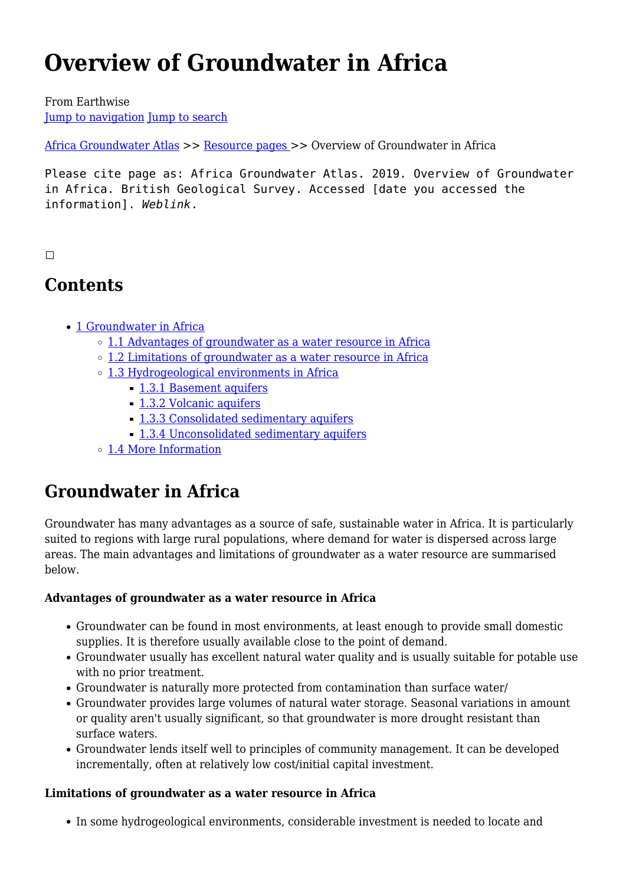# Overview of Groundwater in Africa

From Earthwise
Jump to navigation Jump to search

Africa Groundwater Atlas >> Resource pages >> Overview of Groundwater in Africa

```
Please cite page as: Africa Groundwater Atlas. 2019. Overview of Groundwater in Africa. British Geological Survey. Accessed [date you accessed the information]. Weblink.
```

## Contents

- 1 Groundwater in Africa
  - 1.1 Advantages of groundwater as a water resource in Africa
  - 1.2 Limitations of groundwater as a water resource in Africa
  - 1.3 Hydrogeological environments in Africa
    - 1.3.1 Basement aquifers
    - 1.3.2 Volcanic aquifers
    - 1.3.3 Consolidated sedimentary aquifers
    - 1.3.4 Unconsolidated sedimentary aquifers
  - 1.4 More Information

## Groundwater in Africa

Groundwater has many advantages as a source of safe, sustainable water in Africa. It is particularly suited to regions with large rural populations, where demand for water is dispersed across large areas. The main advantages and limitations of groundwater as a water resource are summarised below.

**Advantages of groundwater as a water resource in Africa**

- Groundwater can be found in most environments, at least enough to provide small domestic supplies. It is therefore usually available close to the point of demand.
- Groundwater usually has excellent natural water quality and is usually suitable for potable use with no prior treatment.
- Groundwater is naturally more protected from contamination than surface water/
- Groundwater provides large volumes of natural water storage. Seasonal variations in amount or quality aren't usually significant, so that groundwater is more drought resistant than surface waters.
- Groundwater lends itself well to principles of community management. It can be developed incrementally, often at relatively low cost/initial capital investment.

**Limitations of groundwater as a water resource in Africa**

- In some hydrogeological environments, considerable investment is needed to locate and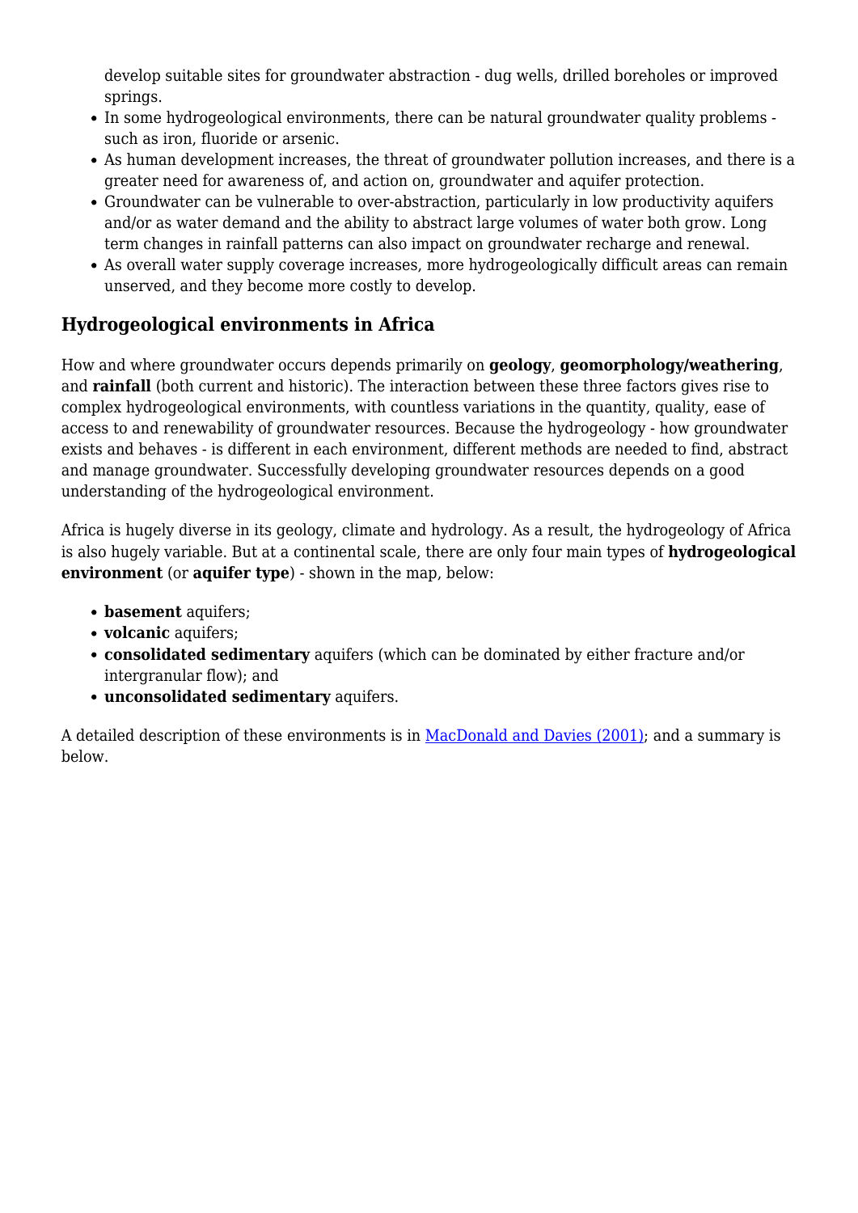develop suitable sites for groundwater abstraction - dug wells, drilled boreholes or improved springs.
- In some hydrogeological environments, there can be natural groundwater quality problems - such as iron, fluoride or arsenic.
- As human development increases, the threat of groundwater pollution increases, and there is a greater need for awareness of, and action on, groundwater and aquifer protection.
- Groundwater can be vulnerable to over-abstraction, particularly in low productivity aquifers and/or as water demand and the ability to abstract large volumes of water both grow. Long term changes in rainfall patterns can also impact on groundwater recharge and renewal.
- As overall water supply coverage increases, more hydrogeologically difficult areas can remain unserved, and they become more costly to develop.

## Hydrogeological environments in Africa

How and where groundwater occurs depends primarily on **geology**, **geomorphology/weathering**, and **rainfall** (both current and historic). The interaction between these three factors gives rise to complex hydrogeological environments, with countless variations in the quantity, quality, ease of access to and renewability of groundwater resources. Because the hydrogeology - how groundwater exists and behaves - is different in each environment, different methods are needed to find, abstract and manage groundwater. Successfully developing groundwater resources depends on a good understanding of the hydrogeological environment.

Africa is hugely diverse in its geology, climate and hydrology. As a result, the hydrogeology of Africa is also hugely variable. But at a continental scale, there are only four main types of **hydrogeological environment** (or **aquifer type**) - shown in the map, below:

- **basement** aquifers;
- **volcanic** aquifers;
- **consolidated sedimentary** aquifers (which can be dominated by either fracture and/or intergranular flow); and
- **unconsolidated sedimentary** aquifers.

A detailed description of these environments is in MacDonald and Davies (2001); and a summary is below.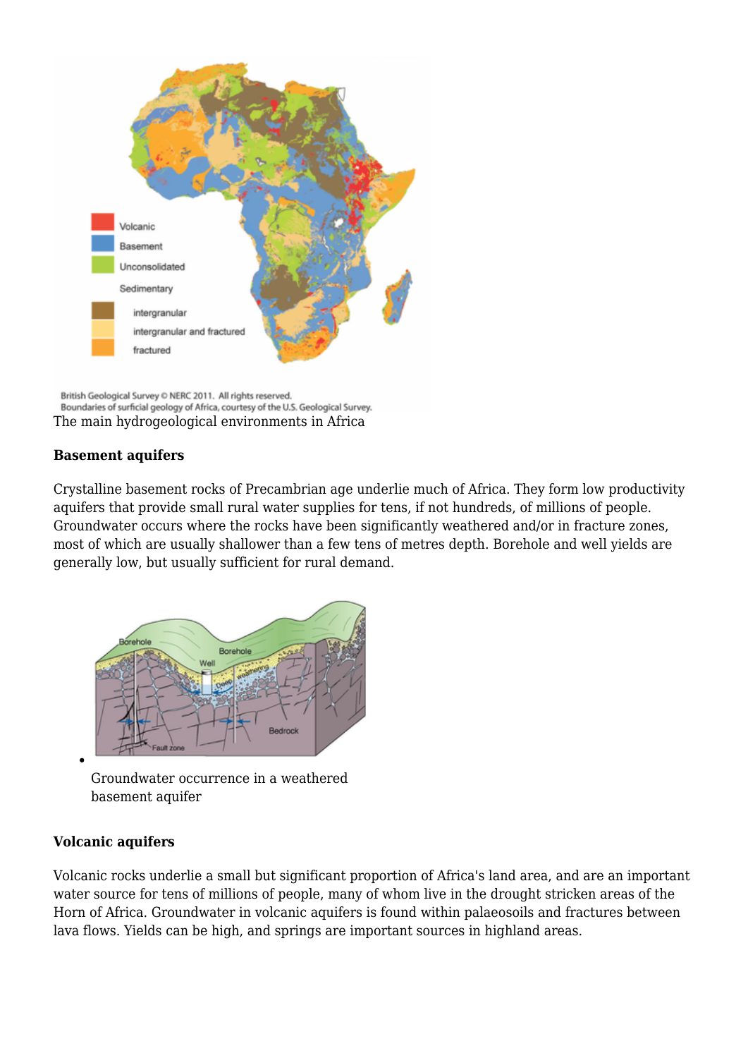The main hydrogeological environments in Africa

### Basement aquifers

Crystalline basement rocks of Precambrian age underlie much of Africa. They form low productivity aquifers that provide small rural water supplies for tens, if not hundreds, of millions of people. Groundwater occurs where the rocks have been significantly weathered and/or in fracture zones, most of which are usually shallower than a few tens of metres depth. Borehole and well yields are generally low, but usually sufficient for rural demand.

- Groundwater occurrence in a weathered basement aquifer

### Volcanic aquifers

Volcanic rocks underlie a small but significant proportion of Africa's land area, and are an important water source for tens of millions of people, many of whom live in the drought stricken areas of the Horn of Africa. Groundwater in volcanic aquifers is found within palaeosoils and fractures between lava flows. Yields can be high, and springs are important sources in highland areas.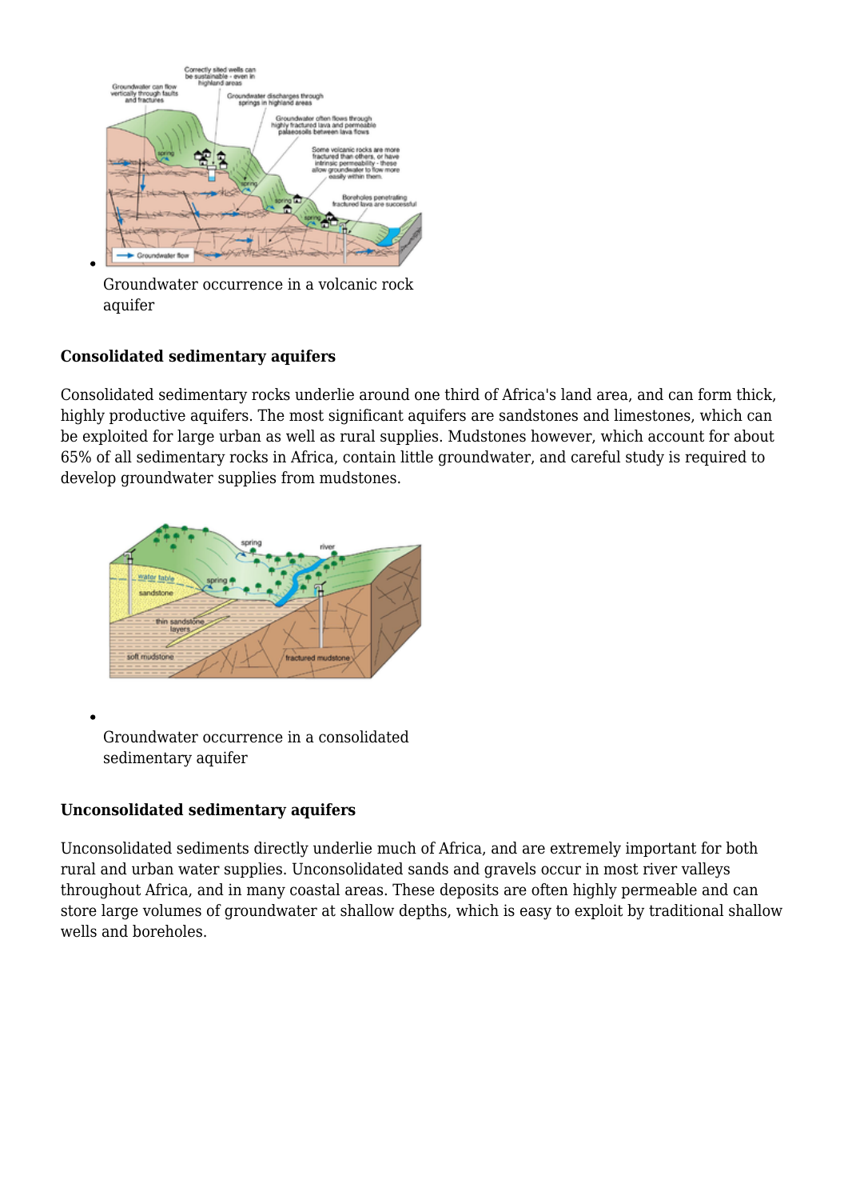- Groundwater occurrence in a volcanic rock aquifer

### Consolidated sedimentary aquifers

Consolidated sedimentary rocks underlie around one third of Africa's land area, and can form thick, highly productive aquifers. The most significant aquifers are sandstones and limestones, which can be exploited for large urban as well as rural supplies. Mudstones however, which account for about 65% of all sedimentary rocks in Africa, contain little groundwater, and careful study is required to develop groundwater supplies from mudstones.

- Groundwater occurrence in a consolidated sedimentary aquifer

### Unconsolidated sedimentary aquifers

Unconsolidated sediments directly underlie much of Africa, and are extremely important for both rural and urban water supplies. Unconsolidated sands and gravels occur in most river valleys throughout Africa, and in many coastal areas. These deposits are often highly permeable and can store large volumes of groundwater at shallow depths, which is easy to exploit by traditional shallow wells and boreholes.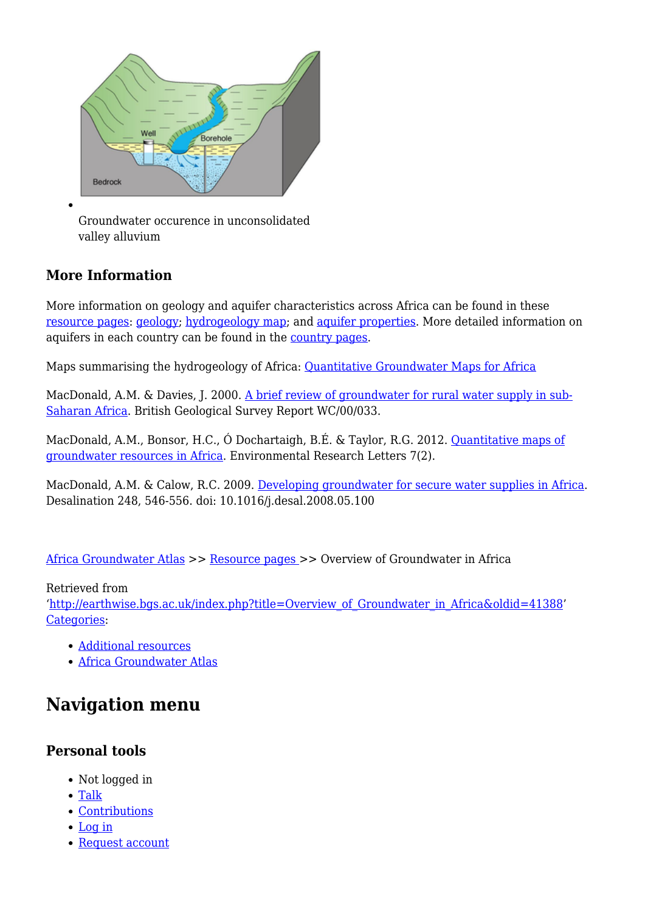- Groundwater occurence in unconsolidated valley alluvium

### More Information

More information on geology and aquifer characteristics across Africa can be found in these resource pages: geology; hydrogeology map; and aquifer properties. More detailed information on aquifers in each country can be found in the country pages.

Maps summarising the hydrogeology of Africa: Quantitative Groundwater Maps for Africa

MacDonald, A.M. & Davies, J. 2000. A brief review of groundwater for rural water supply in sub-Saharan Africa. British Geological Survey Report WC/00/033.

MacDonald, A.M., Bonsor, H.C., Ó Dochartaigh, B.É. & Taylor, R.G. 2012. Quantitative maps of groundwater resources in Africa. Environmental Research Letters 7(2).

MacDonald, A.M. & Calow, R.C. 2009. Developing groundwater for secure water supplies in Africa. Desalination 248, 546-556. doi: 10.1016/j.desal.2008.05.100

Africa Groundwater Atlas >> Resource pages >> Overview of Groundwater in Africa

Retrieved from 'http://earthwise.bgs.ac.uk/index.php?title=Overview_of_Groundwater_in_Africa&oldid=41388'
Categories:

- Additional resources
- Africa Groundwater Atlas

## Navigation menu

### Personal tools

- Not logged in
- Talk
- Contributions
- Log in
- Request account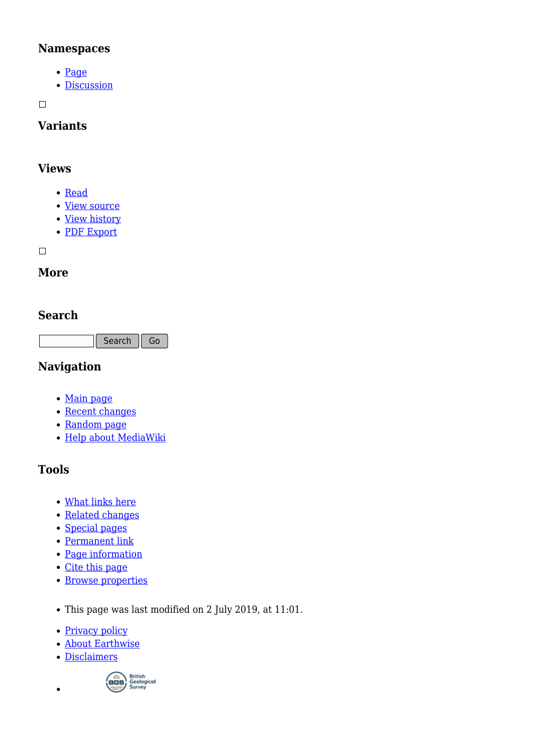### Namespaces

- Page
- Discussion

### Variants

### Views

- Read
- View source
- View history
- PDF Export

### More

### Search

Search Go

### Navigation

- Main page
- Recent changes
- Random page
- Help about MediaWiki

### Tools

- What links here
- Related changes
- Special pages
- Permanent link
- Page information
- Cite this page
- Browse properties

- This page was last modified on 2 July 2019, at 11:01.

- Privacy policy
- About Earthwise
- Disclaimers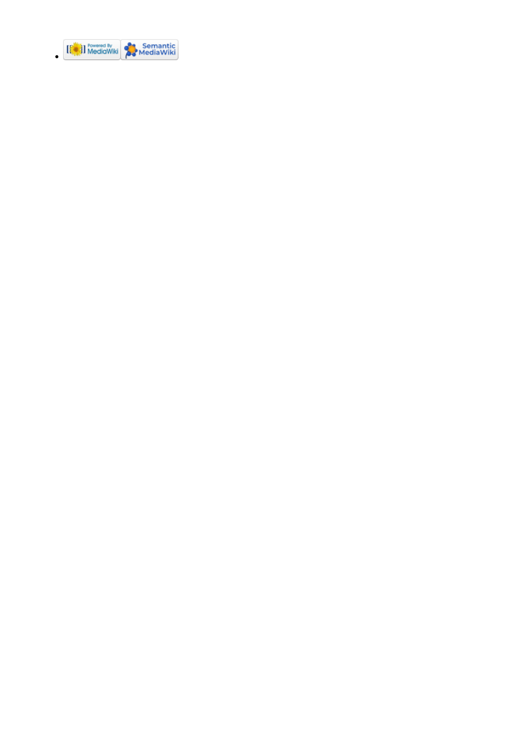- Powered By MediaWiki Semantic MediaWiki